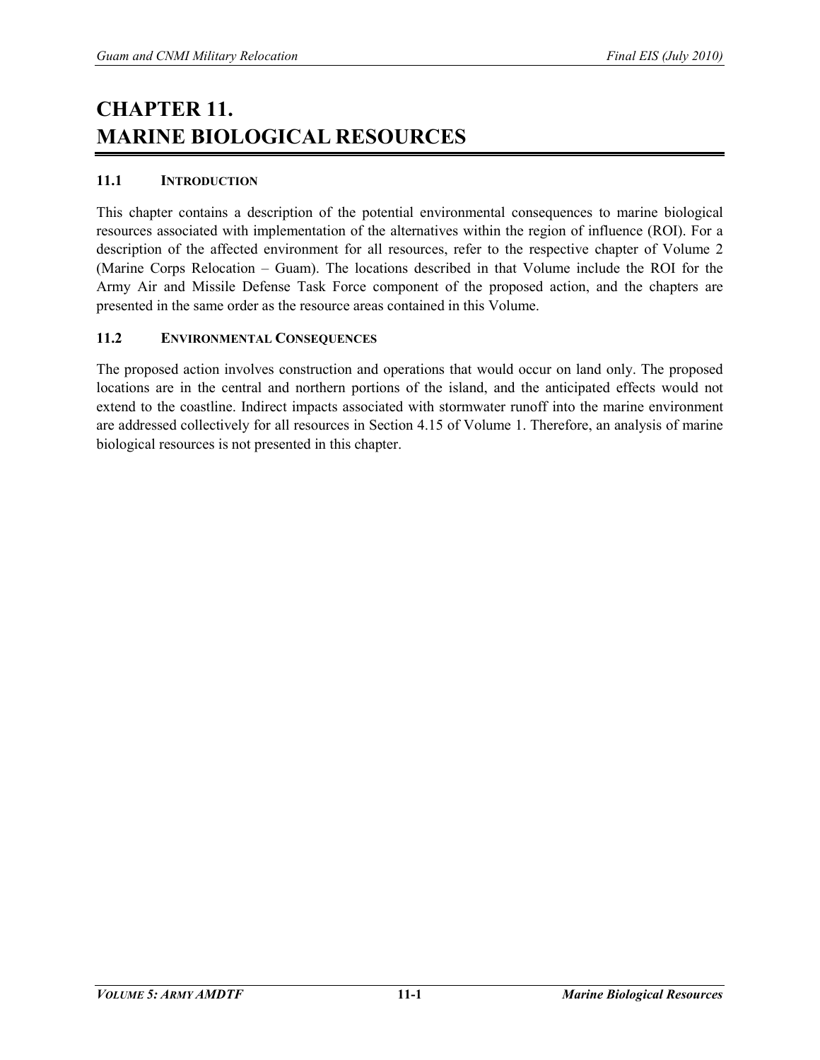# CHAPTER 11. MARINE BIOLOGICAL RESOURCES

## 11.1 INTRODUCTION

This chapter contains a description of the potential environmental consequences to marine biological resources associated with implementation of the alternatives within the region of influence (ROI). For a description of the affected environment for all resources, refer to the respective chapter of Volume 2 (Marine Corps Relocation – Guam). The locations described in that Volume include the ROI for the Army Air and Missile Defense Task Force component of the proposed action, and the chapters are presented in the same order as the resource areas contained in this Volume.

## 11.2 ENVIRONMENTAL CONSEQUENCES

The proposed action involves construction and operations that would occur on land only. The proposed locations are in the central and northern portions of the island, and the anticipated effects would not extend to the coastline. Indirect impacts associated with stormwater runoff into the marine environment are addressed collectively for all resources in Section 4.15 of Volume 1. Therefore, an analysis of marine biological resources is not presented in this chapter.